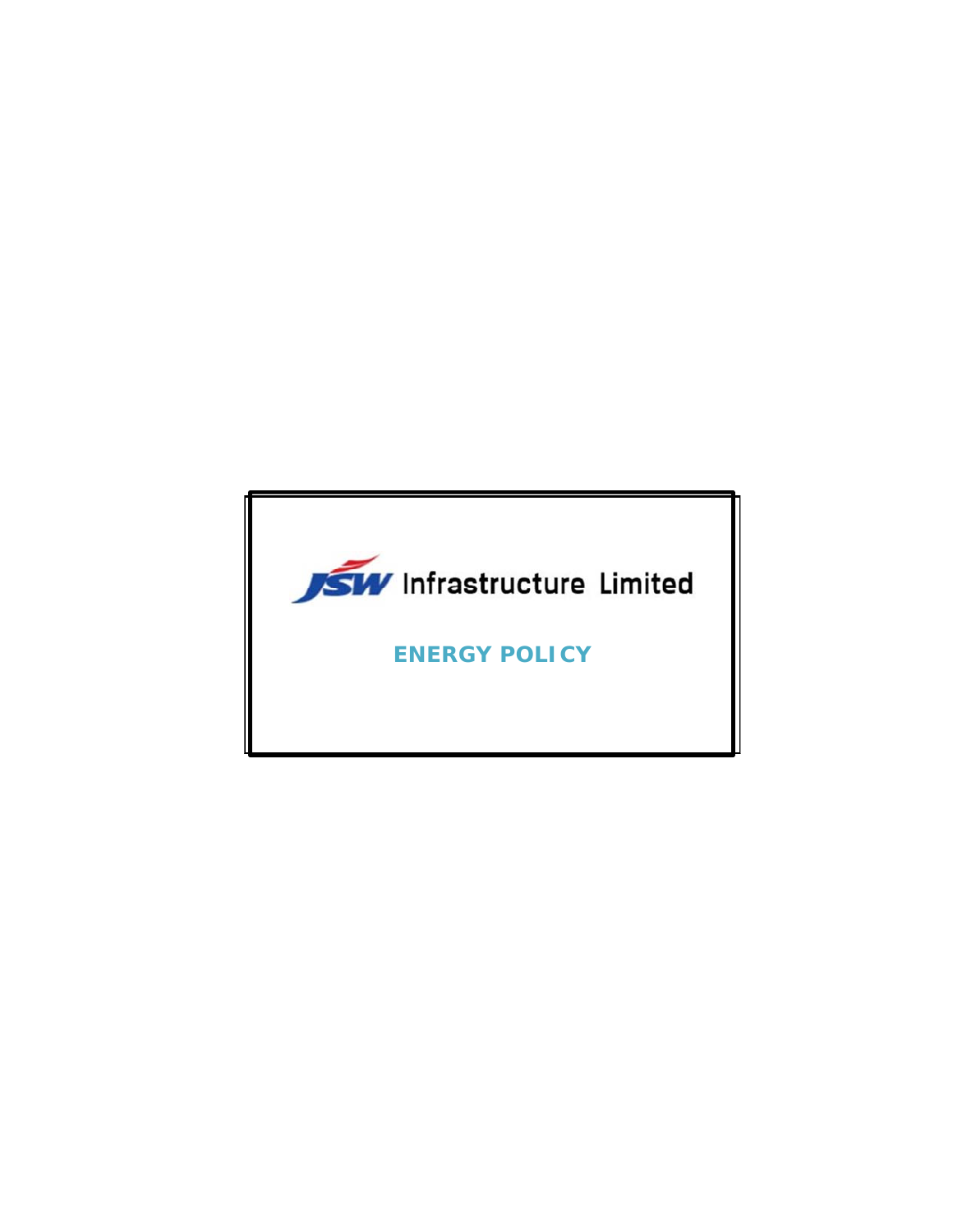JSW Infrastructure Limited

# ENERGY POLICY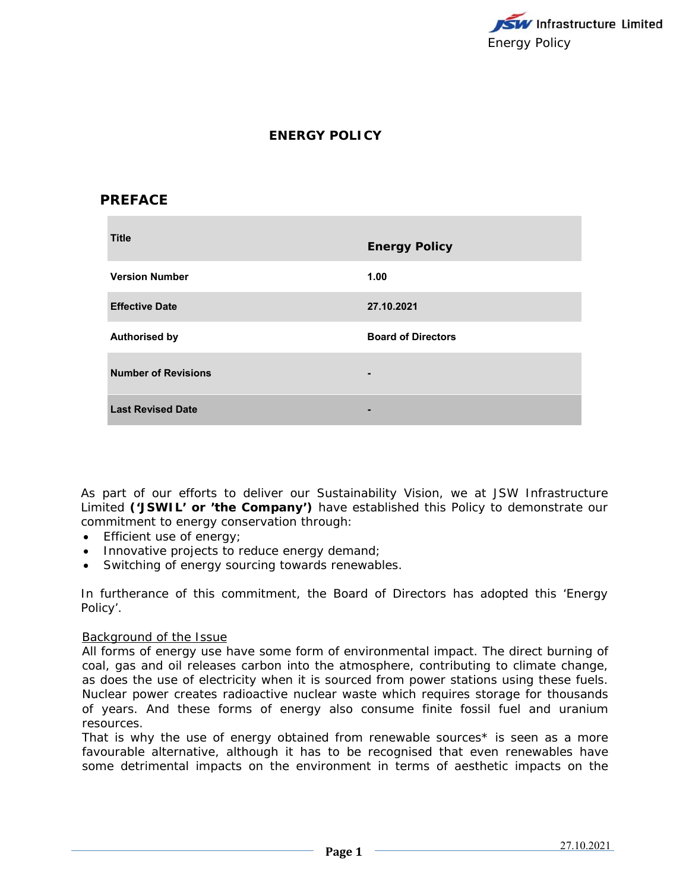# ENERGY POLICY

## PREFACE

| Title | Energy Policy |
|---|---|
| Version Number | 1.00 |
| Effective Date | 27.10.2021 |
| Authorised by | Board of Directors |
| Number of Revisions | - |
| Last Revised Date | - |

As part of our efforts to deliver our Sustainability Vision, we at JSW Infrastructure Limited **('JSWIL' or 'the Company')** have established this Policy to demonstrate our commitment to energy conservation through:

- Efficient use of energy;
- Innovative projects to reduce energy demand;
- Switching of energy sourcing towards renewables.

In furtherance of this commitment, the Board of Directors has adopted this 'Energy Policy'.

<u>Background of the Issue</u>

All forms of energy use have some form of environmental impact. The direct burning of coal, gas and oil releases carbon into the atmosphere, contributing to climate change, as does the use of electricity when it is sourced from power stations using these fuels. Nuclear power creates radioactive nuclear waste which requires storage for thousands of years. And these forms of energy also consume finite fossil fuel and uranium resources.

That is why the use of energy obtained from renewable sources* is seen as a more favourable alternative, although it has to be recognised that even renewables have some detrimental impacts on the environment in terms of aesthetic impacts on the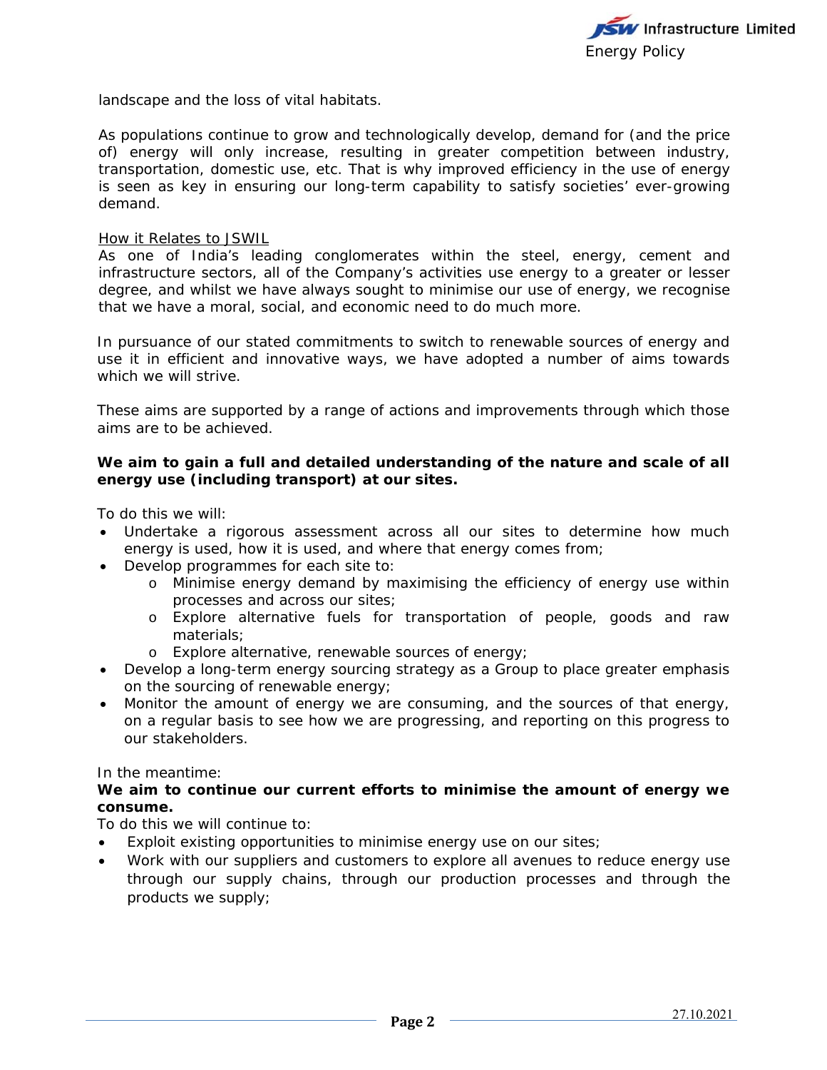landscape and the loss of vital habitats.

As populations continue to grow and technologically develop, demand for (and the price of) energy will only increase, resulting in greater competition between industry, transportation, domestic use, etc. That is why improved efficiency in the use of energy is seen as key in ensuring our long-term capability to satisfy societies' ever-growing demand.

<u>How it Relates to JSWIL</u>

As one of India's leading conglomerates within the steel, energy, cement and infrastructure sectors, all of the Company's activities use energy to a greater or lesser degree, and whilst we have always sought to minimise our use of energy, we recognise that we have a moral, social, and economic need to do much more.

In pursuance of our stated commitments to switch to renewable sources of energy and use it in efficient and innovative ways, we have adopted a number of aims towards which we will strive.

These aims are supported by a range of actions and improvements through which those aims are to be achieved.

**We aim to gain a full and detailed understanding of the nature and scale of all energy use (including transport) at our sites.**

To do this we will:

- Undertake a rigorous assessment across all our sites to determine how much energy is used, how it is used, and where that energy comes from;
- Develop programmes for each site to:
  - Minimise energy demand by maximising the efficiency of energy use within processes and across our sites;
  - Explore alternative fuels for transportation of people, goods and raw materials;
  - Explore alternative, renewable sources of energy;
- Develop a long-term energy sourcing strategy as a Group to place greater emphasis on the sourcing of renewable energy;
- Monitor the amount of energy we are consuming, and the sources of that energy, on a regular basis to see how we are progressing, and reporting on this progress to our stakeholders.

In the meantime:

**We aim to continue our current efforts to minimise the amount of energy we consume.**

To do this we will continue to:

- Exploit existing opportunities to minimise energy use on our sites;
- Work with our suppliers and customers to explore all avenues to reduce energy use through our supply chains, through our production processes and through the products we supply;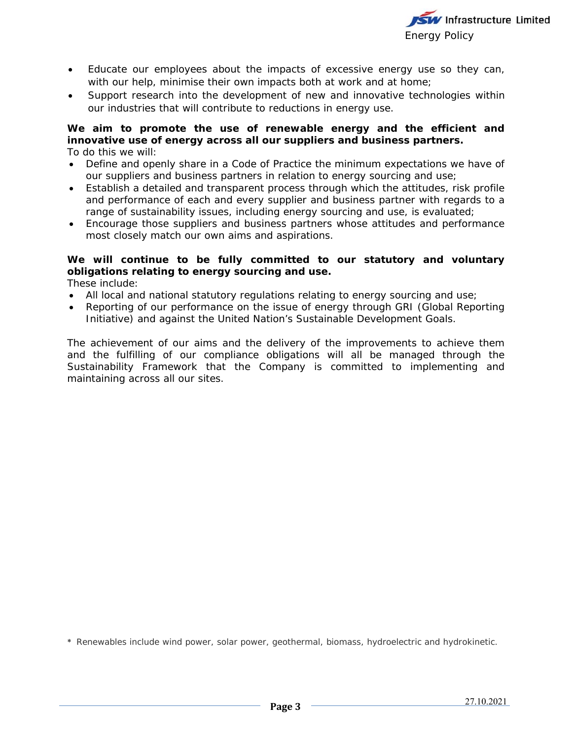- Educate our employees about the impacts of excessive energy use so they can, with our help, minimise their own impacts both at work and at home;
- Support research into the development of new and innovative technologies within our industries that will contribute to reductions in energy use.

**We aim to promote the use of renewable energy and the efficient and innovative use of energy across all our suppliers and business partners.**
To do this we will:

- Define and openly share in a Code of Practice the minimum expectations we have of our suppliers and business partners in relation to energy sourcing and use;
- Establish a detailed and transparent process through which the attitudes, risk profile and performance of each and every supplier and business partner with regards to a range of sustainability issues, including energy sourcing and use, is evaluated;
- Encourage those suppliers and business partners whose attitudes and performance most closely match our own aims and aspirations.

**We will continue to be fully committed to our statutory and voluntary obligations relating to energy sourcing and use.**
These include:

- All local and national statutory regulations relating to energy sourcing and use;
- Reporting of our performance on the issue of energy through GRI (Global Reporting Initiative) and against the United Nation's Sustainable Development Goals.

The achievement of our aims and the delivery of the improvements to achieve them and the fulfilling of our compliance obligations will all be managed through the Sustainability Framework that the Company is committed to implementing and maintaining across all our sites.

* Renewables include wind power, solar power, geothermal, biomass, hydroelectric and hydrokinetic.